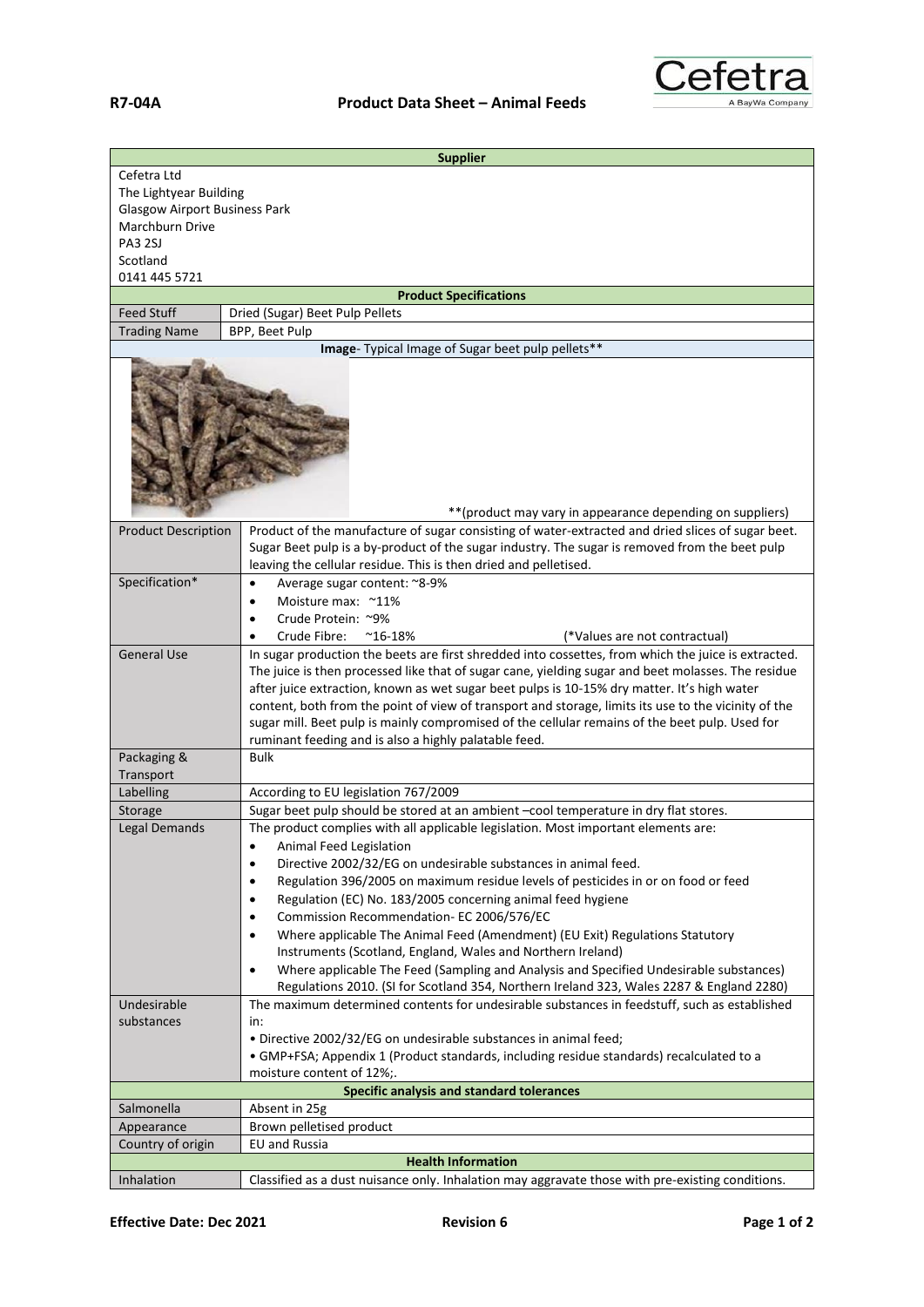**R7-04A** **Product Data Sheet – Animal Feeds**

Cefetra
A BayWa Company

| **Supplier** | |
|---|---|
| Cefetra Ltd<br>The Lightyear Building<br>Glasgow Airport Business Park<br>Marchburn Drive<br>PA3 2SJ<br>Scotland<br>0141 445 5721 | |
| **Product Specifications** | |
| Feed Stuff | Dried (Sugar) Beet Pulp Pellets |
| Trading Name | BPP, Beet Pulp |
| **Image**- Typical Image of Sugar beet pulp pellets** | |
| **(product may vary in appearance depending on suppliers) | |
| Product Description | Product of the manufacture of sugar consisting of water-extracted and dried slices of sugar beet. Sugar Beet pulp is a by-product of the sugar industry. The sugar is removed from the beet pulp leaving the cellular residue. This is then dried and pelletised. |
| Specification* | • Average sugar content: ~8-9%<br>• Moisture max: ~11%<br>• Crude Protein: ~9%<br>• Crude Fibre: ~16-18% (*Values are not contractual) |
| General Use | In sugar production the beets are first shredded into cossettes, from which the juice is extracted. The juice is then processed like that of sugar cane, yielding sugar and beet molasses. The residue after juice extraction, known as wet sugar beet pulps is 10-15% dry matter. It's high water content, both from the point of view of transport and storage, limits its use to the vicinity of the sugar mill. Beet pulp is mainly compromised of the cellular remains of the beet pulp. Used for ruminant feeding and is also a highly palatable feed. |
| Packaging & Transport | Bulk |
| Labelling | According to EU legislation 767/2009 |
| Storage | Sugar beet pulp should be stored at an ambient –cool temperature in dry flat stores. |
| Legal Demands | The product complies with all applicable legislation. Most important elements are:<br>• Animal Feed Legislation<br>• Directive 2002/32/EG on undesirable substances in animal feed.<br>• Regulation 396/2005 on maximum residue levels of pesticides in or on food or feed<br>• Regulation (EC) No. 183/2005 concerning animal feed hygiene<br>• Commission Recommendation- EC 2006/576/EC<br>• Where applicable The Animal Feed (Amendment) (EU Exit) Regulations Statutory Instruments (Scotland, England, Wales and Northern Ireland)<br>• Where applicable The Feed (Sampling and Analysis and Specified Undesirable substances) Regulations 2010. (SI for Scotland 354, Northern Ireland 323, Wales 2287 & England 2280) |
| Undesirable substances | The maximum determined contents for undesirable substances in feedstuff, such as established in:<br>• Directive 2002/32/EG on undesirable substances in animal feed;<br>• GMP+FSA; Appendix 1 (Product standards, including residue standards) recalculated to a moisture content of 12%;. |
| **Specific analysis and standard tolerances** | |
| Salmonella | Absent in 25g |
| Appearance | Brown pelletised product |
| Country of origin | EU and Russia |
| **Health Information** | |
| Inhalation | Classified as a dust nuisance only. Inhalation may aggravate those with pre-existing conditions. |

**Effective Date: Dec 2021** **Revision 6**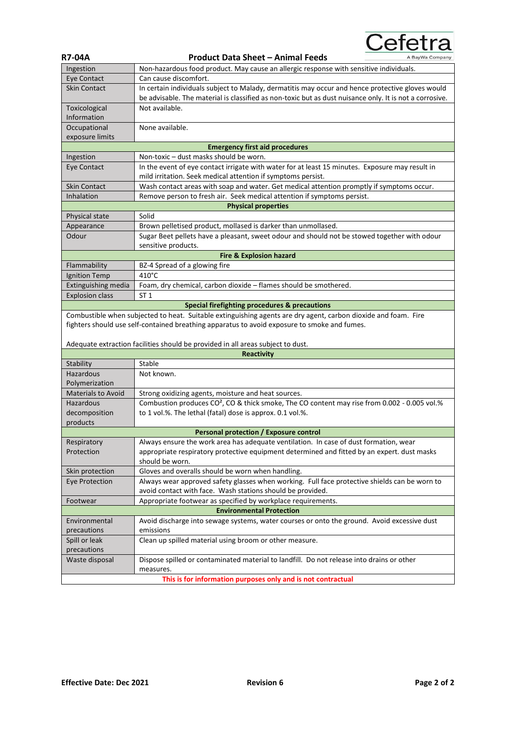**R7-04A** **Product Data Sheet – Animal Feeds**

| | |
|---|---|
| Ingestion | Non-hazardous food product. May cause an allergic response with sensitive individuals. |
| Eye Contact | Can cause discomfort. |
| Skin Contact | In certain individuals subject to Malady, dermatitis may occur and hence protective gloves would be advisable. The material is classified as non-toxic but as dust nuisance only. It is not a corrosive. |
| Toxicological Information | Not available. |
| Occupational exposure limits | None available. |
| **Emergency first aid procedures** | |
| Ingestion | Non-toxic – dust masks should be worn. |
| Eye Contact | In the event of eye contact irrigate with water for at least 15 minutes. Exposure may result in mild irritation. Seek medical attention if symptoms persist. |
| Skin Contact | Wash contact areas with soap and water. Get medical attention promptly if symptoms occur. |
| Inhalation | Remove person to fresh air. Seek medical attention if symptoms persist. |
| **Physical properties** | |
| Physical state | Solid |
| Appearance | Brown pelletised product, mollased is darker than unmollased. |
| Odour | Sugar Beet pellets have a pleasant, sweet odour and should not be stowed together with odour sensitive products. |
| **Fire & Explosion hazard** | |
| Flammability | BZ-4 Spread of a glowing fire |
| Ignition Temp | 410°C |
| Extinguishing media | Foam, dry chemical, carbon dioxide – flames should be smothered. |
| Explosion class | ST 1 |

**Special firefighting procedures & precautions**

Combustible when subjected to heat. Suitable extinguishing agents are dry agent, carbon dioxide and foam. Fire fighters should use self-contained breathing apparatus to avoid exposure to smoke and fumes.

Adequate extraction facilities should be provided in all areas subject to dust.

| | |
|---|---|
| **Reactivity** | |
| Stability | Stable |
| Hazardous Polymerization | Not known. |
| Materials to Avoid | Strong oxidizing agents, moisture and heat sources. |
| Hazardous decomposition products | Combustion produces $CO^2$, CO & thick smoke, The CO content may rise from 0.002 - 0.005 vol.% to 1 vol.%. The lethal (fatal) dose is approx. 0.1 vol.%. |
| **Personal protection / Exposure control** | |
| Respiratory Protection | Always ensure the work area has adequate ventilation. In case of dust formation, wear appropriate respiratory protective equipment determined and fitted by an expert. dust masks should be worn. |
| Skin protection | Gloves and overalls should be worn when handling. |
| Eye Protection | Always wear approved safety glasses when working. Full face protective shields can be worn to avoid contact with face. Wash stations should be provided. |
| Footwear | Appropriate footwear as specified by workplace requirements. |
| **Environmental Protection** | |
| Environmental precautions | Avoid discharge into sewage systems, water courses or onto the ground. Avoid excessive dust emissions |
| Spill or leak precautions | Clean up spilled material using broom or other measure. |
| Waste disposal | Dispose spilled or contaminated material to landfill. Do not release into drains or other measures. |

**This is for information purposes only and is not contractual**

**Effective Date: Dec 2021** **Revision 6**